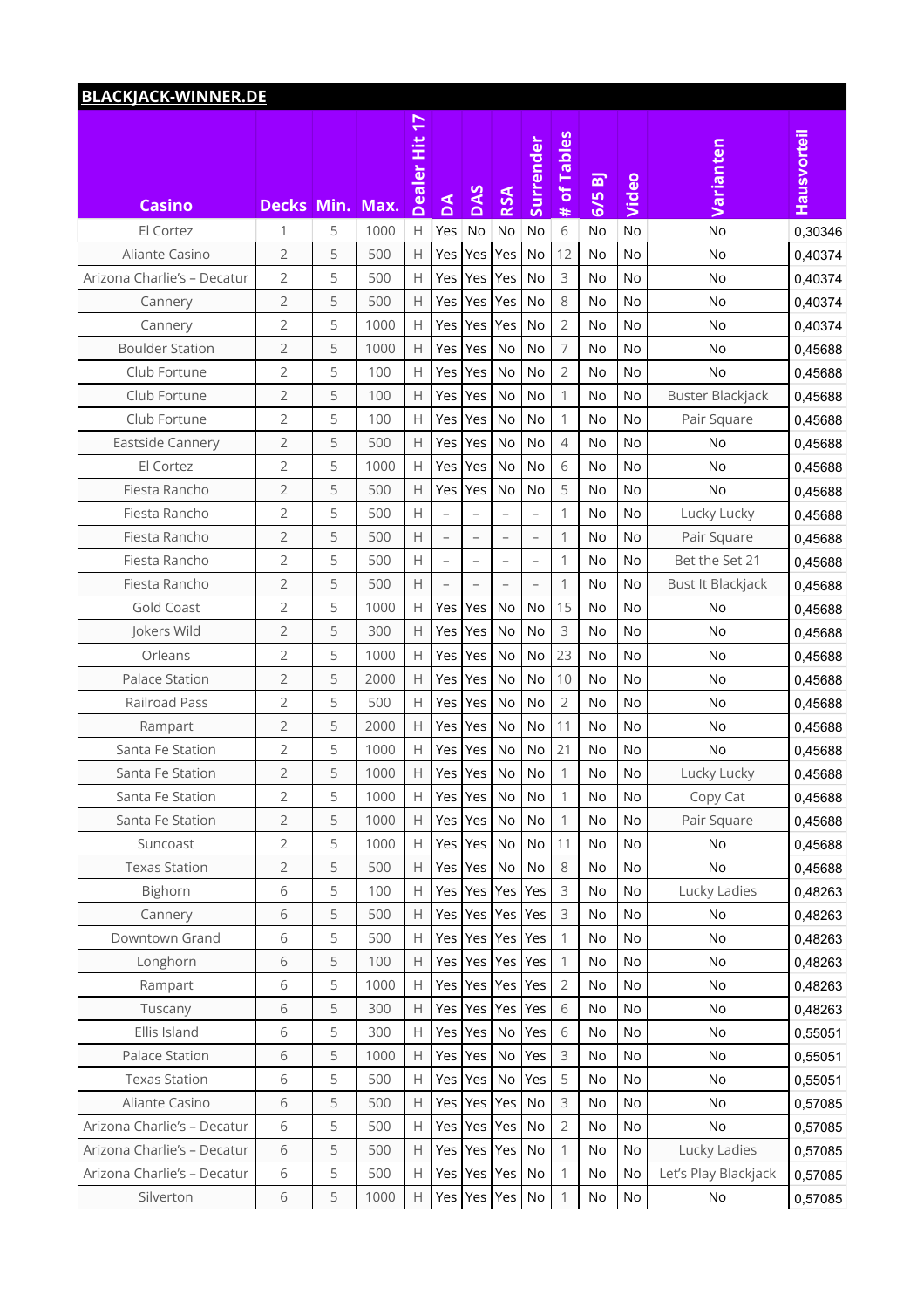**BLACKJACK-WINNER.DE**

| Casino | Decks | Min. | Max. | Dealer Hit 17 | DA | DAS | RSA | Surrender | # of Tables | 6/5 BJ | Video | Varianten | Hausvorteil |
|---|---|---|---|---|---|---|---|---|---|---|---|---|---|
| El Cortez | 1 | 5 | 1000 | H | Yes | No | No | No | 6 | No | No | No | 0,30346 |
| Aliante Casino | 2 | 5 | 500 | H | Yes | Yes | Yes | No | 12 | No | No | No | 0,40374 |
| Arizona Charlie's – Decatur | 2 | 5 | 500 | H | Yes | Yes | Yes | No | 3 | No | No | No | 0,40374 |
| Cannery | 2 | 5 | 500 | H | Yes | Yes | Yes | No | 8 | No | No | No | 0,40374 |
| Cannery | 2 | 5 | 1000 | H | Yes | Yes | Yes | No | 2 | No | No | No | 0,40374 |
| Boulder Station | 2 | 5 | 1000 | H | Yes | Yes | No | No | 7 | No | No | No | 0,45688 |
| Club Fortune | 2 | 5 | 100 | H | Yes | Yes | No | No | 2 | No | No | No | 0,45688 |
| Club Fortune | 2 | 5 | 100 | H | Yes | Yes | No | No | 1 | No | No | Buster Blackjack | 0,45688 |
| Club Fortune | 2 | 5 | 100 | H | Yes | Yes | No | No | 1 | No | No | Pair Square | 0,45688 |
| Eastside Cannery | 2 | 5 | 500 | H | Yes | Yes | No | No | 4 | No | No | No | 0,45688 |
| El Cortez | 2 | 5 | 1000 | H | Yes | Yes | No | No | 6 | No | No | No | 0,45688 |
| Fiesta Rancho | 2 | 5 | 500 | H | Yes | Yes | No | No | 5 | No | No | No | 0,45688 |
| Fiesta Rancho | 2 | 5 | 500 | H | – | – | – | – | 1 | No | No | Lucky Lucky | 0,45688 |
| Fiesta Rancho | 2 | 5 | 500 | H | – | – | – | – | 1 | No | No | Pair Square | 0,45688 |
| Fiesta Rancho | 2 | 5 | 500 | H | – | – | – | – | 1 | No | No | Bet the Set 21 | 0,45688 |
| Fiesta Rancho | 2 | 5 | 500 | H | – | – | – | – | 1 | No | No | Bust It Blackjack | 0,45688 |
| Gold Coast | 2 | 5 | 1000 | H | Yes | Yes | No | No | 15 | No | No | No | 0,45688 |
| Jokers Wild | 2 | 5 | 300 | H | Yes | Yes | No | No | 3 | No | No | No | 0,45688 |
| Orleans | 2 | 5 | 1000 | H | Yes | Yes | No | No | 23 | No | No | No | 0,45688 |
| Palace Station | 2 | 5 | 2000 | H | Yes | Yes | No | No | 10 | No | No | No | 0,45688 |
| Railroad Pass | 2 | 5 | 500 | H | Yes | Yes | No | No | 2 | No | No | No | 0,45688 |
| Rampart | 2 | 5 | 2000 | H | Yes | Yes | No | No | 11 | No | No | No | 0,45688 |
| Santa Fe Station | 2 | 5 | 1000 | H | Yes | Yes | No | No | 21 | No | No | No | 0,45688 |
| Santa Fe Station | 2 | 5 | 1000 | H | Yes | Yes | No | No | 1 | No | No | Lucky Lucky | 0,45688 |
| Santa Fe Station | 2 | 5 | 1000 | H | Yes | Yes | No | No | 1 | No | No | Copy Cat | 0,45688 |
| Santa Fe Station | 2 | 5 | 1000 | H | Yes | Yes | No | No | 1 | No | No | Pair Square | 0,45688 |
| Suncoast | 2 | 5 | 1000 | H | Yes | Yes | No | No | 11 | No | No | No | 0,45688 |
| Texas Station | 2 | 5 | 500 | H | Yes | Yes | No | No | 8 | No | No | No | 0,45688 |
| Bighorn | 6 | 5 | 100 | H | Yes | Yes | Yes | Yes | 3 | No | No | Lucky Ladies | 0,48263 |
| Cannery | 6 | 5 | 500 | H | Yes | Yes | Yes | Yes | 3 | No | No | No | 0,48263 |
| Downtown Grand | 6 | 5 | 500 | H | Yes | Yes | Yes | Yes | 1 | No | No | No | 0,48263 |
| Longhorn | 6 | 5 | 100 | H | Yes | Yes | Yes | Yes | 1 | No | No | No | 0,48263 |
| Rampart | 6 | 5 | 1000 | H | Yes | Yes | Yes | Yes | 2 | No | No | No | 0,48263 |
| Tuscany | 6 | 5 | 300 | H | Yes | Yes | Yes | Yes | 6 | No | No | No | 0,48263 |
| Ellis Island | 6 | 5 | 300 | H | Yes | Yes | No | Yes | 6 | No | No | No | 0,55051 |
| Palace Station | 6 | 5 | 1000 | H | Yes | Yes | No | Yes | 3 | No | No | No | 0,55051 |
| Texas Station | 6 | 5 | 500 | H | Yes | Yes | No | Yes | 5 | No | No | No | 0,55051 |
| Aliante Casino | 6 | 5 | 500 | H | Yes | Yes | Yes | No | 3 | No | No | No | 0,57085 |
| Arizona Charlie's – Decatur | 6 | 5 | 500 | H | Yes | Yes | Yes | No | 2 | No | No | No | 0,57085 |
| Arizona Charlie's – Decatur | 6 | 5 | 500 | H | Yes | Yes | Yes | No | 1 | No | No | Lucky Ladies | 0,57085 |
| Arizona Charlie's – Decatur | 6 | 5 | 500 | H | Yes | Yes | Yes | No | 1 | No | No | Let's Play Blackjack | 0,57085 |
| Silverton | 6 | 5 | 1000 | H | Yes | Yes | Yes | No | 1 | No | No | No | 0,57085 |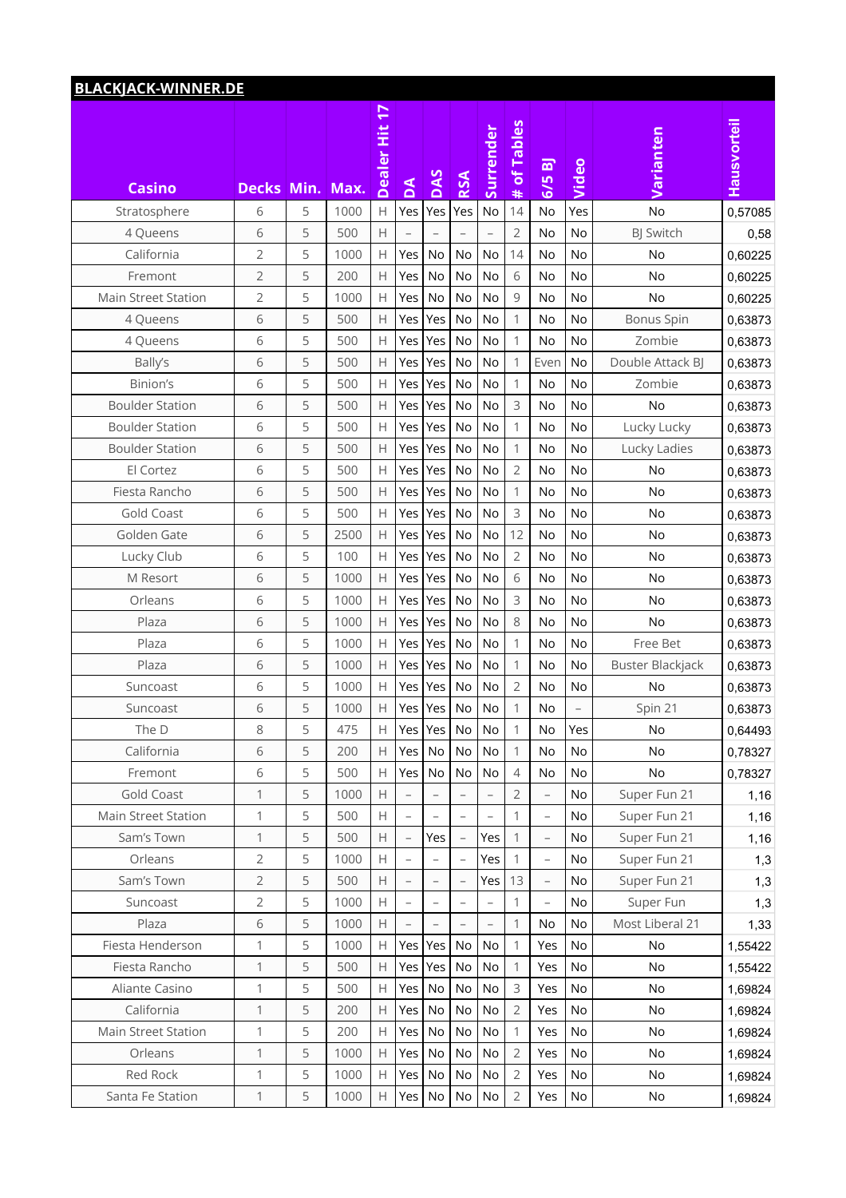**BLACKJACK-WINNER.DE**

| Casino | Decks | Min. | Max. | Dealer Hit 17 | DA | DAS | RSA | Surrender | # of Tables | 6/5 BJ | Video | Varianten | Hausvorteil |
|---|---|---|---|---|---|---|---|---|---|---|---|---|---|
| Stratosphere | 6 | 5 | 1000 | H | Yes | Yes | Yes | No | 14 | No | Yes | No | 0,57085 |
| 4 Queens | 6 | 5 | 500 | H | – | – | – | – | 2 | No | No | BJ Switch | 0,58 |
| California | 2 | 5 | 1000 | H | Yes | No | No | No | 14 | No | No | No | 0,60225 |
| Fremont | 2 | 5 | 200 | H | Yes | No | No | No | 6 | No | No | No | 0,60225 |
| Main Street Station | 2 | 5 | 1000 | H | Yes | No | No | No | 9 | No | No | No | 0,60225 |
| 4 Queens | 6 | 5 | 500 | H | Yes | Yes | No | No | 1 | No | No | Bonus Spin | 0,63873 |
| 4 Queens | 6 | 5 | 500 | H | Yes | Yes | No | No | 1 | No | No | Zombie | 0,63873 |
| Bally's | 6 | 5 | 500 | H | Yes | Yes | No | No | 1 | Even | No | Double Attack BJ | 0,63873 |
| Binion's | 6 | 5 | 500 | H | Yes | Yes | No | No | 1 | No | No | Zombie | 0,63873 |
| Boulder Station | 6 | 5 | 500 | H | Yes | Yes | No | No | 3 | No | No | No | 0,63873 |
| Boulder Station | 6 | 5 | 500 | H | Yes | Yes | No | No | 1 | No | No | Lucky Lucky | 0,63873 |
| Boulder Station | 6 | 5 | 500 | H | Yes | Yes | No | No | 1 | No | No | Lucky Ladies | 0,63873 |
| El Cortez | 6 | 5 | 500 | H | Yes | Yes | No | No | 2 | No | No | No | 0,63873 |
| Fiesta Rancho | 6 | 5 | 500 | H | Yes | Yes | No | No | 1 | No | No | No | 0,63873 |
| Gold Coast | 6 | 5 | 500 | H | Yes | Yes | No | No | 3 | No | No | No | 0,63873 |
| Golden Gate | 6 | 5 | 2500 | H | Yes | Yes | No | No | 12 | No | No | No | 0,63873 |
| Lucky Club | 6 | 5 | 100 | H | Yes | Yes | No | No | 2 | No | No | No | 0,63873 |
| M Resort | 6 | 5 | 1000 | H | Yes | Yes | No | No | 6 | No | No | No | 0,63873 |
| Orleans | 6 | 5 | 1000 | H | Yes | Yes | No | No | 3 | No | No | No | 0,63873 |
| Plaza | 6 | 5 | 1000 | H | Yes | Yes | No | No | 8 | No | No | No | 0,63873 |
| Plaza | 6 | 5 | 1000 | H | Yes | Yes | No | No | 1 | No | No | Free Bet | 0,63873 |
| Plaza | 6 | 5 | 1000 | H | Yes | Yes | No | No | 1 | No | No | Buster Blackjack | 0,63873 |
| Suncoast | 6 | 5 | 1000 | H | Yes | Yes | No | No | 2 | No | No | No | 0,63873 |
| Suncoast | 6 | 5 | 1000 | H | Yes | Yes | No | No | 1 | No | – | Spin 21 | 0,63873 |
| The D | 8 | 5 | 475 | H | Yes | Yes | No | No | 1 | No | Yes | No | 0,64493 |
| California | 6 | 5 | 200 | H | Yes | No | No | No | 1 | No | No | No | 0,78327 |
| Fremont | 6 | 5 | 500 | H | Yes | No | No | No | 4 | No | No | No | 0,78327 |
| Gold Coast | 1 | 5 | 1000 | H | – | – | – | – | 2 | – | No | Super Fun 21 | 1,16 |
| Main Street Station | 1 | 5 | 500 | H | – | – | – | – | 1 | – | No | Super Fun 21 | 1,16 |
| Sam's Town | 1 | 5 | 500 | H | – | Yes | – | Yes | 1 | – | No | Super Fun 21 | 1,16 |
| Orleans | 2 | 5 | 1000 | H | – | – | – | Yes | 1 | – | No | Super Fun 21 | 1,3 |
| Sam's Town | 2 | 5 | 500 | H | – | – | – | Yes | 13 | – | No | Super Fun 21 | 1,3 |
| Suncoast | 2 | 5 | 1000 | H | – | – | – | – | 1 | – | No | Super Fun | 1,3 |
| Plaza | 6 | 5 | 1000 | H | – | – | – | – | 1 | No | No | Most Liberal 21 | 1,33 |
| Fiesta Henderson | 1 | 5 | 1000 | H | Yes | Yes | No | No | 1 | Yes | No | No | 1,55422 |
| Fiesta Rancho | 1 | 5 | 500 | H | Yes | Yes | No | No | 1 | Yes | No | No | 1,55422 |
| Aliante Casino | 1 | 5 | 500 | H | Yes | No | No | No | 3 | Yes | No | No | 1,69824 |
| California | 1 | 5 | 200 | H | Yes | No | No | No | 2 | Yes | No | No | 1,69824 |
| Main Street Station | 1 | 5 | 200 | H | Yes | No | No | No | 1 | Yes | No | No | 1,69824 |
| Orleans | 1 | 5 | 1000 | H | Yes | No | No | No | 2 | Yes | No | No | 1,69824 |
| Red Rock | 1 | 5 | 1000 | H | Yes | No | No | No | 2 | Yes | No | No | 1,69824 |
| Santa Fe Station | 1 | 5 | 1000 | H | Yes | No | No | No | 2 | Yes | No | No | 1,69824 |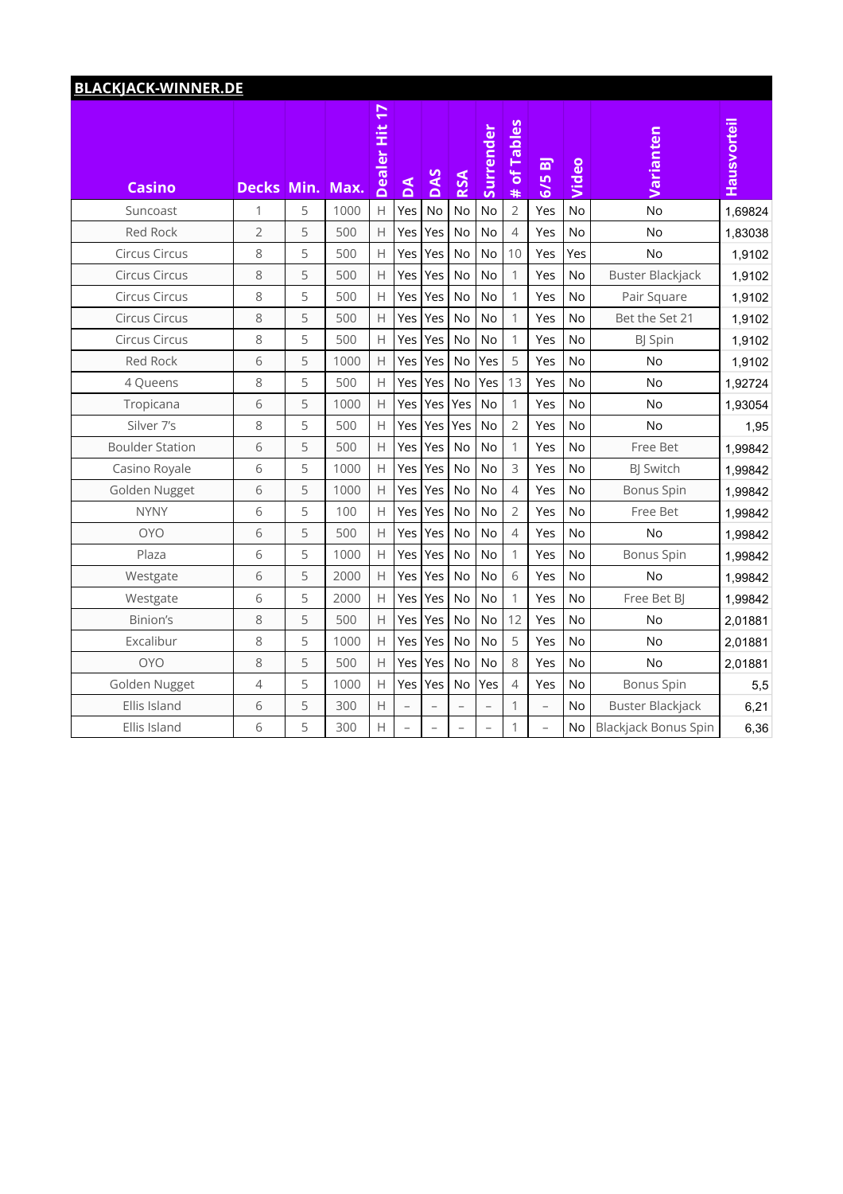**BLACKJACK-WINNER.DE**

| Casino | Decks | Min. | Max. | Dealer Hit 17 | DA | DAS | RSA | Surrender | # of Tables | 6/5 BJ | Video | Varianten | Hausvorteil |
|---|---|---|---|---|---|---|---|---|---|---|---|---|---|
| Suncoast | 1 | 5 | 1000 | H | Yes | No | No | No | 2 | Yes | No | No | 1,69824 |
| Red Rock | 2 | 5 | 500 | H | Yes | Yes | No | No | 4 | Yes | No | No | 1,83038 |
| Circus Circus | 8 | 5 | 500 | H | Yes | Yes | No | No | 10 | Yes | Yes | No | 1,9102 |
| Circus Circus | 8 | 5 | 500 | H | Yes | Yes | No | No | 1 | Yes | No | Buster Blackjack | 1,9102 |
| Circus Circus | 8 | 5 | 500 | H | Yes | Yes | No | No | 1 | Yes | No | Pair Square | 1,9102 |
| Circus Circus | 8 | 5 | 500 | H | Yes | Yes | No | No | 1 | Yes | No | Bet the Set 21 | 1,9102 |
| Circus Circus | 8 | 5 | 500 | H | Yes | Yes | No | No | 1 | Yes | No | BJ Spin | 1,9102 |
| Red Rock | 6 | 5 | 1000 | H | Yes | Yes | No | Yes | 5 | Yes | No | No | 1,9102 |
| 4 Queens | 8 | 5 | 500 | H | Yes | Yes | No | Yes | 13 | Yes | No | No | 1,92724 |
| Tropicana | 6 | 5 | 1000 | H | Yes | Yes | Yes | No | 1 | Yes | No | No | 1,93054 |
| Silver 7's | 8 | 5 | 500 | H | Yes | Yes | Yes | No | 2 | Yes | No | No | 1,95 |
| Boulder Station | 6 | 5 | 500 | H | Yes | Yes | No | No | 1 | Yes | No | Free Bet | 1,99842 |
| Casino Royale | 6 | 5 | 1000 | H | Yes | Yes | No | No | 3 | Yes | No | BJ Switch | 1,99842 |
| Golden Nugget | 6 | 5 | 1000 | H | Yes | Yes | No | No | 4 | Yes | No | Bonus Spin | 1,99842 |
| NYNY | 6 | 5 | 100 | H | Yes | Yes | No | No | 2 | Yes | No | Free Bet | 1,99842 |
| OYO | 6 | 5 | 500 | H | Yes | Yes | No | No | 4 | Yes | No | No | 1,99842 |
| Plaza | 6 | 5 | 1000 | H | Yes | Yes | No | No | 1 | Yes | No | Bonus Spin | 1,99842 |
| Westgate | 6 | 5 | 2000 | H | Yes | Yes | No | No | 6 | Yes | No | No | 1,99842 |
| Westgate | 6 | 5 | 2000 | H | Yes | Yes | No | No | 1 | Yes | No | Free Bet BJ | 1,99842 |
| Binion's | 8 | 5 | 500 | H | Yes | Yes | No | No | 12 | Yes | No | No | 2,01881 |
| Excalibur | 8 | 5 | 1000 | H | Yes | Yes | No | No | 5 | Yes | No | No | 2,01881 |
| OYO | 8 | 5 | 500 | H | Yes | Yes | No | No | 8 | Yes | No | No | 2,01881 |
| Golden Nugget | 4 | 5 | 1000 | H | Yes | Yes | No | Yes | 4 | Yes | No | Bonus Spin | 5,5 |
| Ellis Island | 6 | 5 | 300 | H | – | – | – | – | 1 | – | No | Buster Blackjack | 6,21 |
| Ellis Island | 6 | 5 | 300 | H | – | – | – | – | 1 | – | No | Blackjack Bonus Spin | 6,36 |